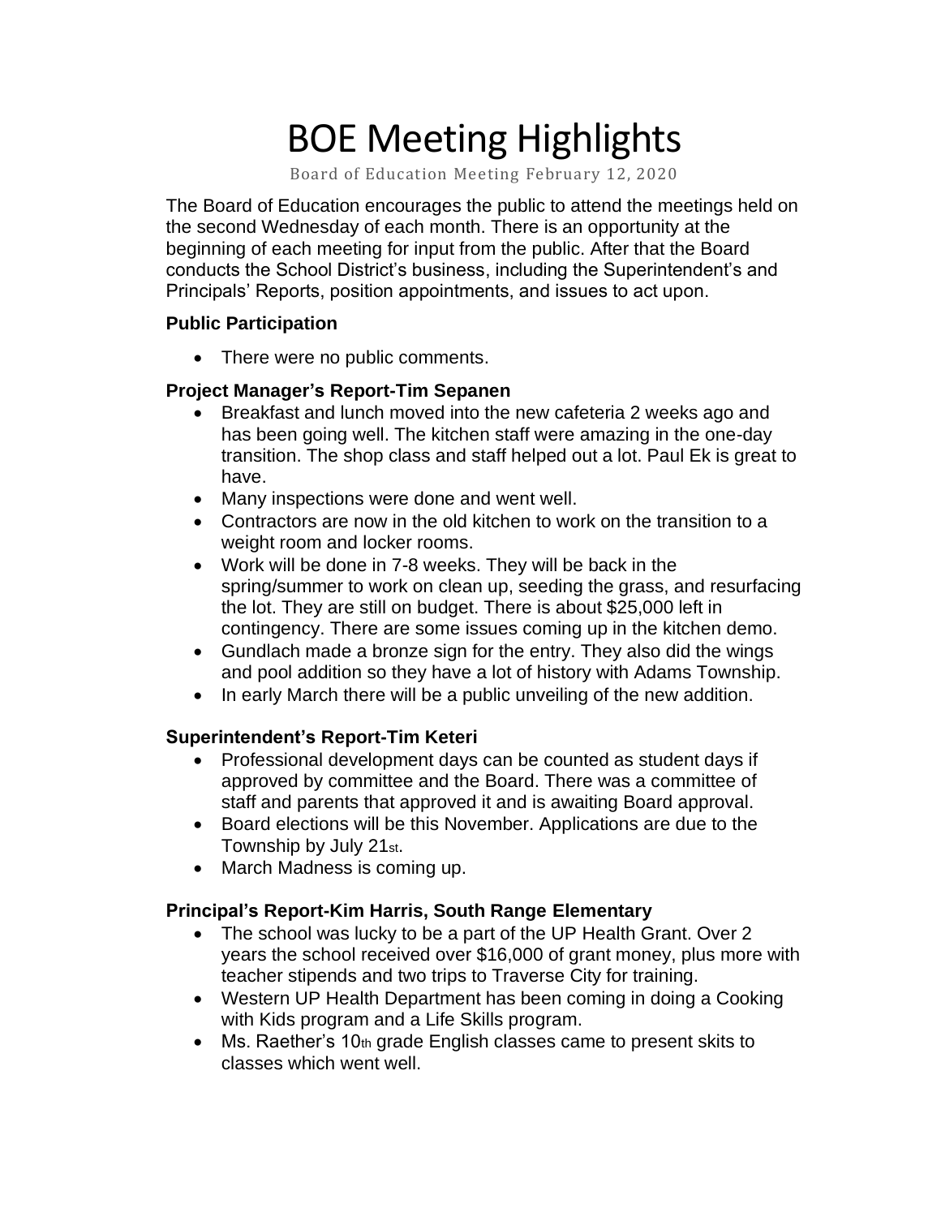# BOE Meeting Highlights

Board of Education Meeting February 12, 2020

The Board of Education encourages the public to attend the meetings held on the second Wednesday of each month. There is an opportunity at the beginning of each meeting for input from the public. After that the Board conducts the School District's business, including the Superintendent's and Principals' Reports, position appointments, and issues to act upon.

**Public Participation**

- There were no public comments.

**Project Manager's Report-Tim Sepanen**

- Breakfast and lunch moved into the new cafeteria 2 weeks ago and has been going well. The kitchen staff were amazing in the one-day transition. The shop class and staff helped out a lot. Paul Ek is great to have.
- Many inspections were done and went well.
- Contractors are now in the old kitchen to work on the transition to a weight room and locker rooms.
- Work will be done in 7-8 weeks. They will be back in the spring/summer to work on clean up, seeding the grass, and resurfacing the lot. They are still on budget. There is about $25,000 left in contingency. There are some issues coming up in the kitchen demo.
- Gundlach made a bronze sign for the entry. They also did the wings and pool addition so they have a lot of history with Adams Township.
- In early March there will be a public unveiling of the new addition.

**Superintendent's Report-Tim Keteri**

- Professional development days can be counted as student days if approved by committee and the Board. There was a committee of staff and parents that approved it and is awaiting Board approval.
- Board elections will be this November. Applications are due to the Township by July 21st.
- March Madness is coming up.

**Principal's Report-Kim Harris, South Range Elementary**

- The school was lucky to be a part of the UP Health Grant. Over 2 years the school received over $16,000 of grant money, plus more with teacher stipends and two trips to Traverse City for training.
- Western UP Health Department has been coming in doing a Cooking with Kids program and a Life Skills program.
- Ms. Raether's 10th grade English classes came to present skits to classes which went well.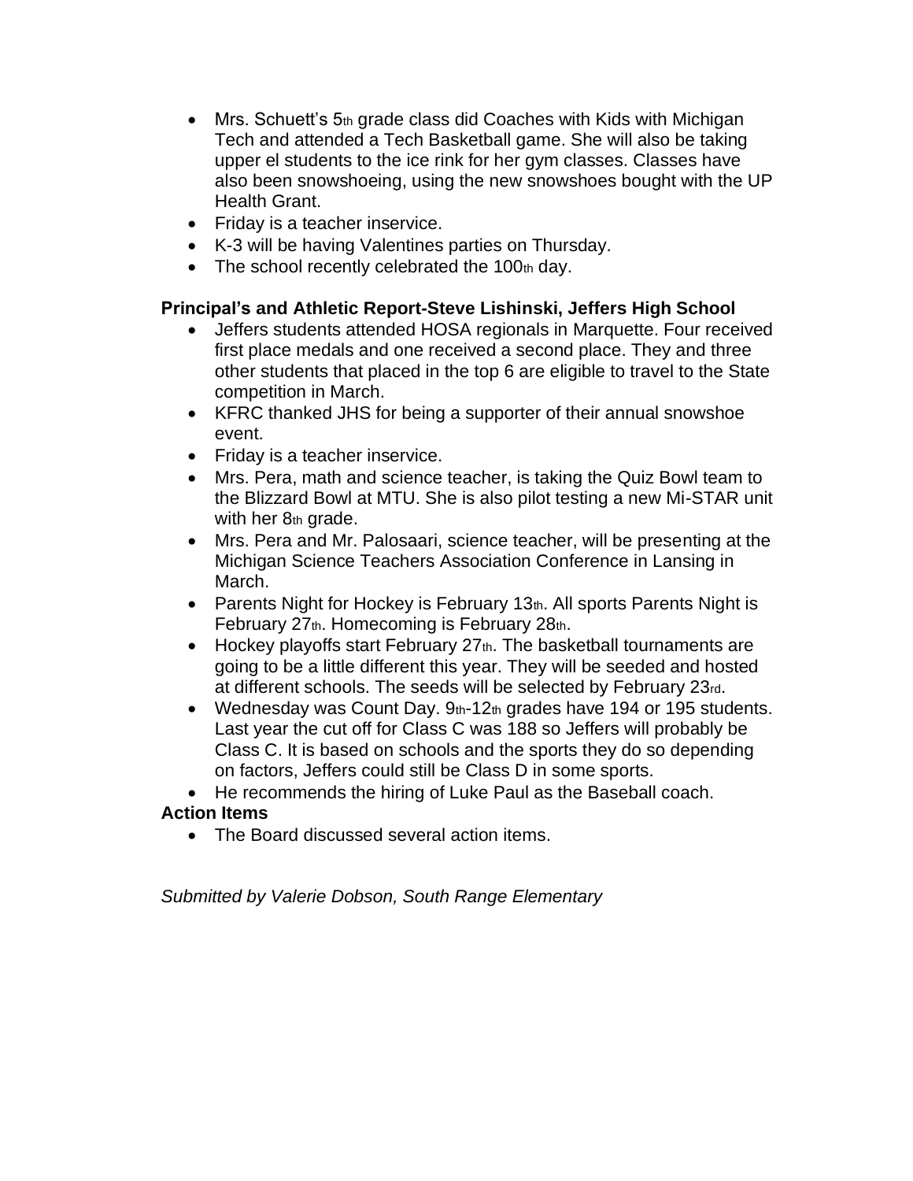- Mrs. Schuett's 5th grade class did Coaches with Kids with Michigan Tech and attended a Tech Basketball game. She will also be taking upper el students to the ice rink for her gym classes. Classes have also been snowshoeing, using the new snowshoes bought with the UP Health Grant.
- Friday is a teacher inservice.
- K-3 will be having Valentines parties on Thursday.
- The school recently celebrated the 100th day.

**Principal's and Athletic Report-Steve Lishinski, Jeffers High School**

- Jeffers students attended HOSA regionals in Marquette. Four received first place medals and one received a second place. They and three other students that placed in the top 6 are eligible to travel to the State competition in March.
- KFRC thanked JHS for being a supporter of their annual snowshoe event.
- Friday is a teacher inservice.
- Mrs. Pera, math and science teacher, is taking the Quiz Bowl team to the Blizzard Bowl at MTU. She is also pilot testing a new Mi-STAR unit with her 8th grade.
- Mrs. Pera and Mr. Palosaari, science teacher, will be presenting at the Michigan Science Teachers Association Conference in Lansing in March.
- Parents Night for Hockey is February 13th. All sports Parents Night is February 27th. Homecoming is February 28th.
- Hockey playoffs start February 27th. The basketball tournaments are going to be a little different this year. They will be seeded and hosted at different schools. The seeds will be selected by February 23rd.
- Wednesday was Count Day. 9th-12th grades have 194 or 195 students. Last year the cut off for Class C was 188 so Jeffers will probably be Class C. It is based on schools and the sports they do so depending on factors, Jeffers could still be Class D in some sports.
- He recommends the hiring of Luke Paul as the Baseball coach.

**Action Items**

- The Board discussed several action items.

*Submitted by Valerie Dobson, South Range Elementary*